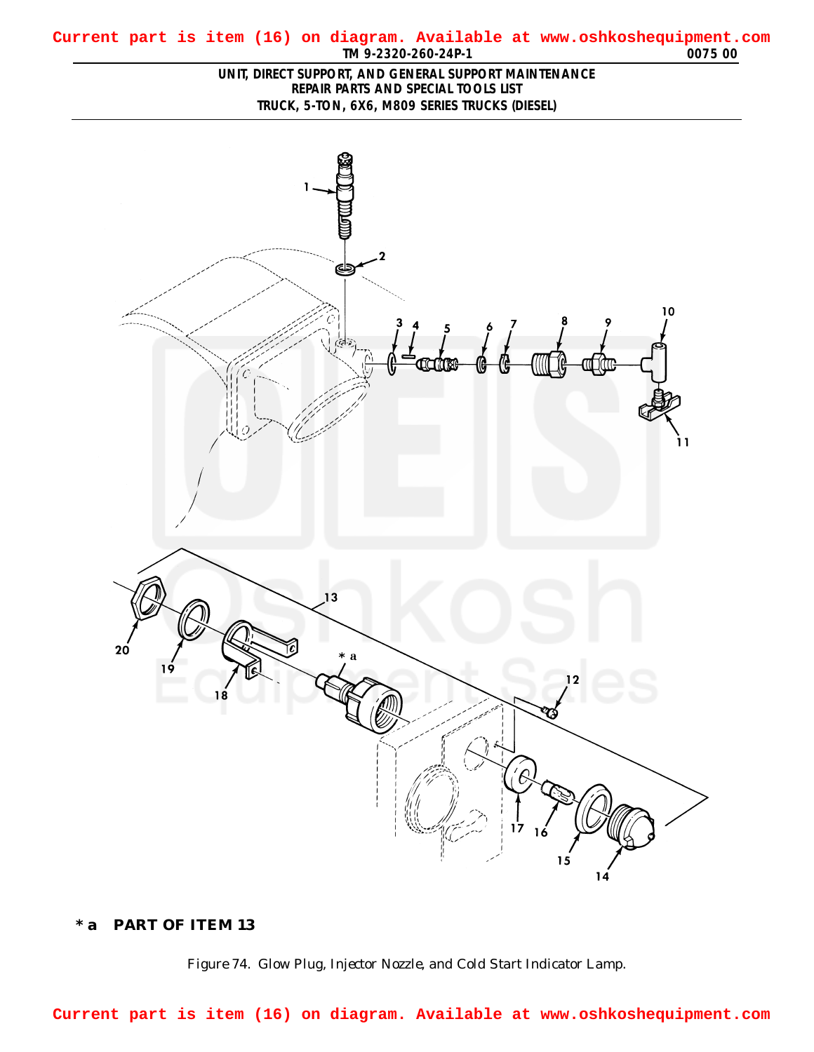Current part is item (16) on diagram. Available at www.oshkoshequipment.com

## UNIT, DIRECT SUPPORT, AND GENERAL SUPPORT MAINTENANCE
## REPAIR PARTS AND SPECIAL TOOLS LIST
## TRUCK, 5-TON, 6X6, M809 SERIES TRUCKS (DIESEL)

**\* a PART OF ITEM 13**

Figure 74. Glow Plug, Injector Nozzle, and Cold Start Indicator Lamp.

Current part is item (16) on diagram. Available at www.oshkoshequipment.com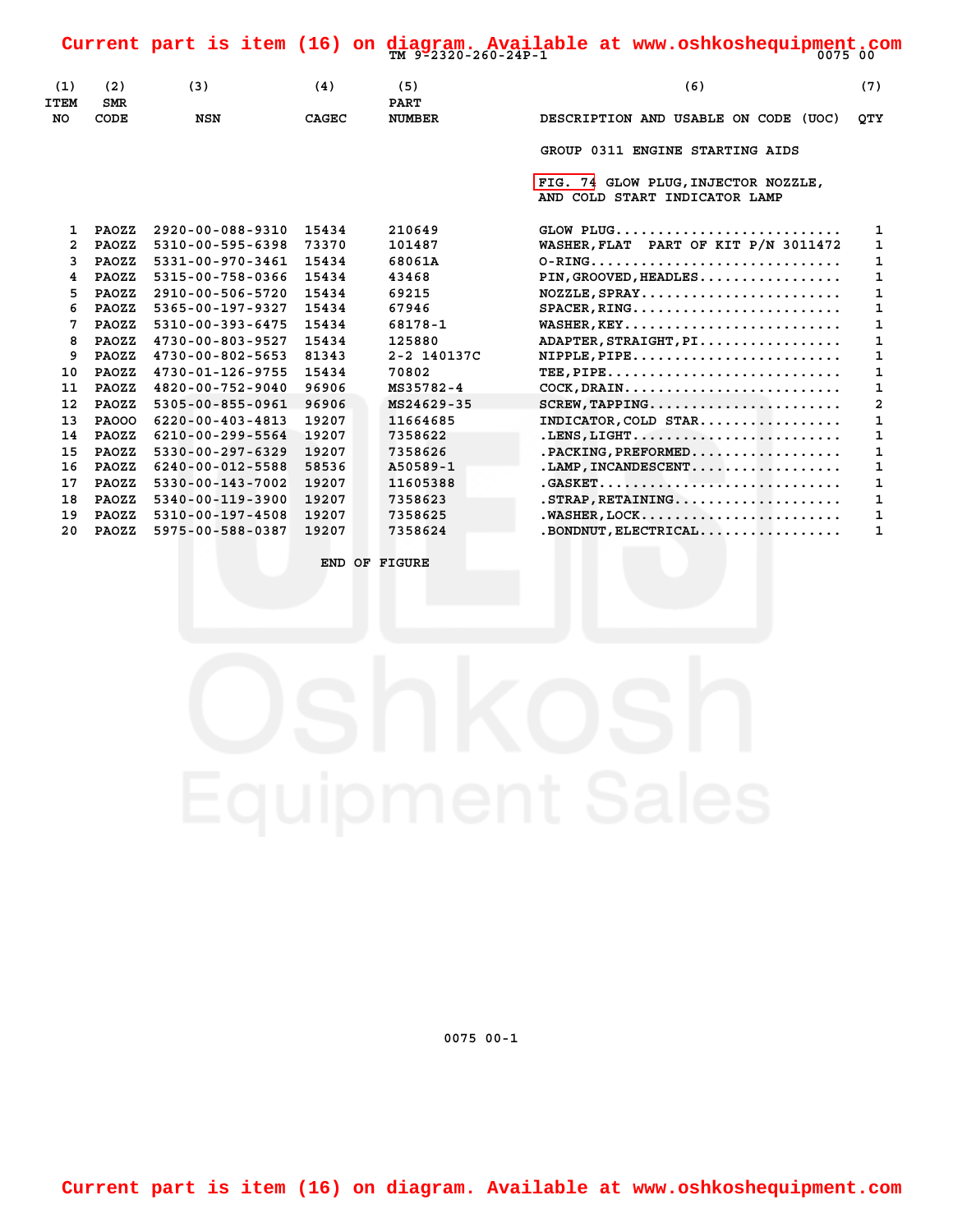Current part is item (16) on diagram. Available at www.oshkoshequipment.com

| (1) ITEM NO | (2) SMR CODE | (3) NSN | (4) CAGEC | (5) PART NUMBER | (6) DESCRIPTION AND USABLE ON CODE (UOC) | (7) QTY |
|---|---|---|---|---|---|---|
| | | | | | GROUP 0311 ENGINE STARTING AIDS | |
| | | | | | FIG. 74 GLOW PLUG,INJECTOR NOZZLE, AND COLD START INDICATOR LAMP | |
| 1 | PAOZZ | 2920-00-088-9310 | 15434 | 210649 | GLOW PLUG.......................... | 1 |
| 2 | PAOZZ | 5310-00-595-6398 | 73370 | 101487 | WASHER,FLAT PART OF KIT P/N 3011472 | 1 |
| 3 | PAOZZ | 5331-00-970-3461 | 15434 | 68061A | O-RING............................. | 1 |
| 4 | PAOZZ | 5315-00-758-0366 | 15434 | 43468 | PIN,GROOVED,HEADLES................ | 1 |
| 5 | PAOZZ | 2910-00-506-5720 | 15434 | 69215 | NOZZLE,SPRAY....................... | 1 |
| 6 | PAOZZ | 5365-00-197-9327 | 15434 | 67946 | SPACER,RING........................ | 1 |
| 7 | PAOZZ | 5310-00-393-6475 | 15434 | 68178-1 | WASHER,KEY......................... | 1 |
| 8 | PAOZZ | 4730-00-803-9527 | 15434 | 125880 | ADAPTER,STRAIGHT,PI................ | 1 |
| 9 | PAOZZ | 4730-00-802-5653 | 81343 | 2-2 140137C | NIPPLE,PIPE........................ | 1 |
| 10 | PAOZZ | 4730-01-126-9755 | 15434 | 70802 | TEE,PIPE........................... | 1 |
| 11 | PAOZZ | 4820-00-752-9040 | 96906 | MS35782-4 | COCK,DRAIN......................... | 1 |
| 12 | PAOZZ | 5305-00-855-0961 | 96906 | MS24629-35 | SCREW,TAPPING...................... | 2 |
| 13 | PAOOO | 6220-00-403-4813 | 19207 | 11664685 | INDICATOR,COLD STAR................ | 1 |
| 14 | PAOZZ | 6210-00-299-5564 | 19207 | 7358622 | .LENS,LIGHT........................ | 1 |
| 15 | PAOZZ | 5330-00-297-6329 | 19207 | 7358626 | .PACKING,PREFORMED................. | 1 |
| 16 | PAOZZ | 6240-00-012-5588 | 58536 | A50589-1 | .LAMP,INCANDESCENT................. | 1 |
| 17 | PAOZZ | 5330-00-143-7002 | 19207 | 11605388 | .GASKET............................ | 1 |
| 18 | PAOZZ | 5340-00-119-3900 | 19207 | 7358623 | .STRAP,RETAINING................... | 1 |
| 19 | PAOZZ | 5310-00-197-4508 | 19207 | 7358625 | .WASHER,LOCK....................... | 1 |
| 20 | PAOZZ | 5975-00-588-0387 | 19207 | 7358624 | .BONDNUT,ELECTRICAL................ | 1 |

END OF FIGURE

Current part is item (16) on diagram. Available at www.oshkoshequipment.com